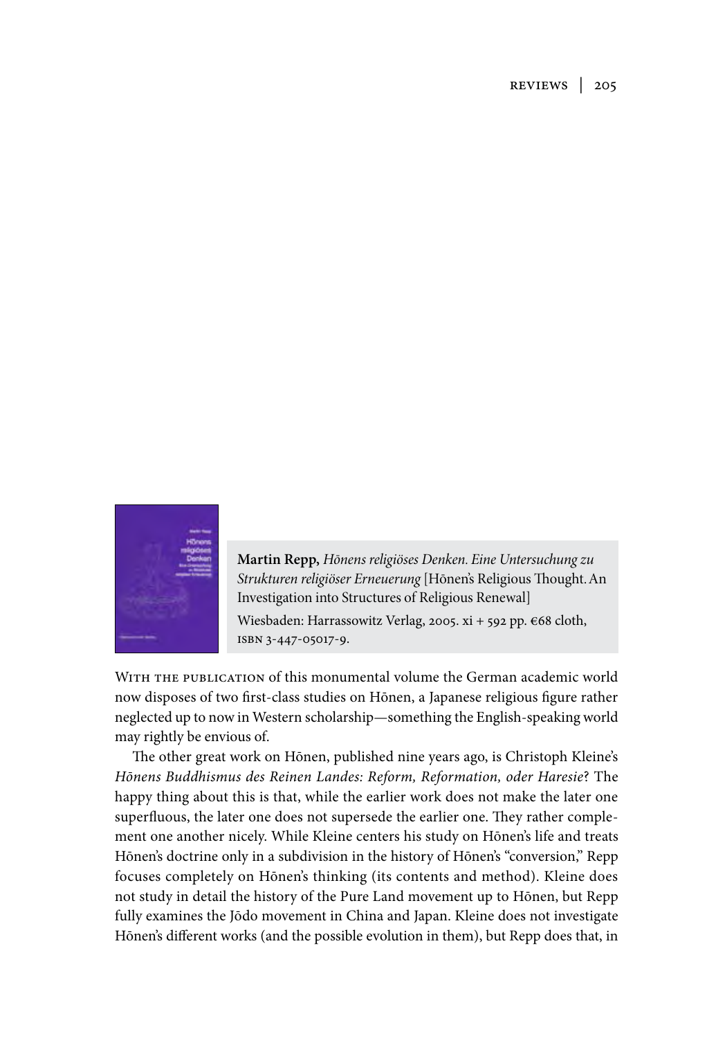**Martin Repp,** *Hōnens religiöses Denken. Eine Untersuchung zu Strukturen religiöser Erneuerung* [Hōnen's Religious Thought. An Investigation into Structures of Religious Renewal]

Wiesbaden: Harrassowitz Verlag, 2005. xi + 592 pp. €68 cloth, ISBN 3-447-05017-9.

With the publication of this monumental volume the German academic world now disposes of two first-class studies on Hōnen, a Japanese religious figure rather neglected up to now in Western scholarship—something the English-speaking world may rightly be envious of.

The other great work on Hōnen, published nine years ago, is Christoph Kleine's *Hōnens Buddhismus des Reinen Landes: Reform, Reformation, oder Haresie*? The happy thing about this is that, while the earlier work does not make the later one superfluous, the later one does not supersede the earlier one. They rather complement one another nicely. While Kleine centers his study on Hōnen's life and treats Hōnen's doctrine only in a subdivision in the history of Hōnen's "conversion," Repp focuses completely on Hōnen's thinking (its contents and method). Kleine does not study in detail the history of the Pure Land movement up to Hōnen, but Repp fully examines the Jōdo movement in China and Japan. Kleine does not investigate Hōnen's different works (and the possible evolution in them), but Repp does that, in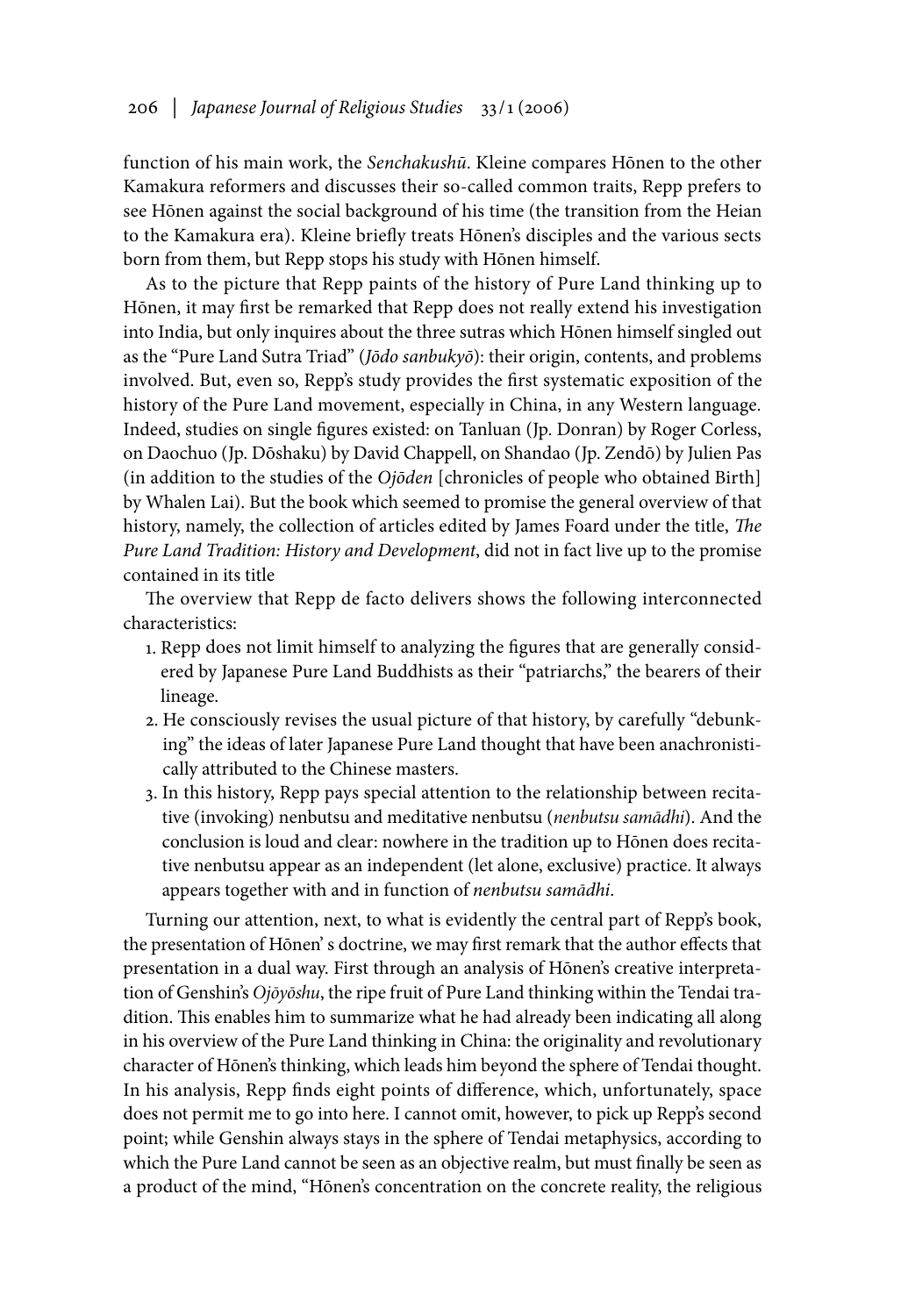function of his main work, the *Senchakushū*. Kleine compares Hōnen to the other Kamakura reformers and discusses their so-called common traits, Repp prefers to see Hōnen against the social background of his time (the transition from the Heian to the Kamakura era). Kleine briefly treats Hōnen's disciples and the various sects born from them, but Repp stops his study with Hōnen himself.

As to the picture that Repp paints of the history of Pure Land thinking up to Hōnen, it may first be remarked that Repp does not really extend his investigation into India, but only inquires about the three sutras which Hōnen himself singled out as the "Pure Land Sutra Triad" (*Jōdo sanbukyō*): their origin, contents, and problems involved. But, even so, Repp's study provides the first systematic exposition of the history of the Pure Land movement, especially in China, in any Western language. Indeed, studies on single figures existed: on Tanluan (Jp. Donran) by Roger Corless, on Daochuo (Jp. Dōshaku) by David Chappell, on Shandao (Jp. Zendō) by Julien Pas (in addition to the studies of the *Ojōden* [chronicles of people who obtained Birth] by Whalen Lai). But the book which seemed to promise the general overview of that history, namely, the collection of articles edited by James Foard under the title, *The Pure Land Tradition: History and Development*, did not in fact live up to the promise contained in its title

The overview that Repp de facto delivers shows the following interconnected characteristics:

1. Repp does not limit himself to analyzing the figures that are generally considered by Japanese Pure Land Buddhists as their "patriarchs," the bearers of their lineage.
2. He consciously revises the usual picture of that history, by carefully "debunking" the ideas of later Japanese Pure Land thought that have been anachronistically attributed to the Chinese masters.
3. In this history, Repp pays special attention to the relationship between recitative (invoking) nenbutsu and meditative nenbutsu (*nenbutsu samādhi*). And the conclusion is loud and clear: nowhere in the tradition up to Hōnen does recitative nenbutsu appear as an independent (let alone, exclusive) practice. It always appears together with and in function of *nenbutsu samādhi*.

Turning our attention, next, to what is evidently the central part of Repp's book, the presentation of Hōnen' s doctrine, we may first remark that the author effects that presentation in a dual way. First through an analysis of Hōnen's creative interpretation of Genshin's *Ojōyōshu*, the ripe fruit of Pure Land thinking within the Tendai tradition. This enables him to summarize what he had already been indicating all along in his overview of the Pure Land thinking in China: the originality and revolutionary character of Hōnen's thinking, which leads him beyond the sphere of Tendai thought. In his analysis, Repp finds eight points of difference, which, unfortunately, space does not permit me to go into here. I cannot omit, however, to pick up Repp's second point; while Genshin always stays in the sphere of Tendai metaphysics, according to which the Pure Land cannot be seen as an objective realm, but must finally be seen as a product of the mind, "Hōnen's concentration on the concrete reality, the religious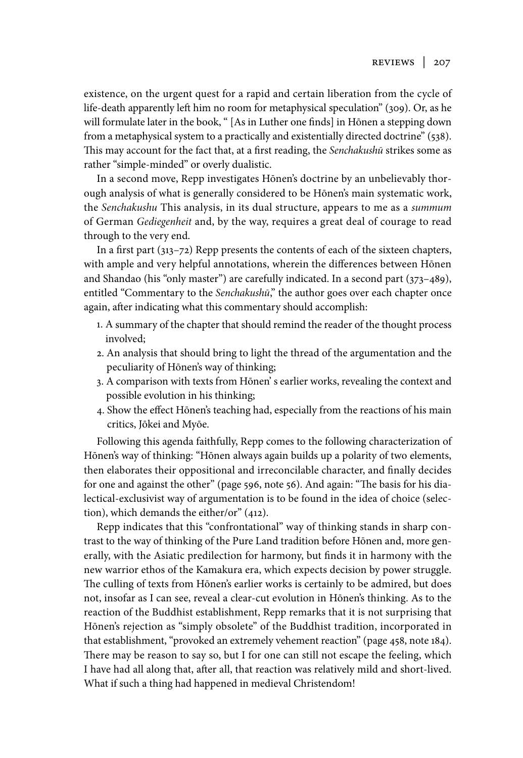existence, on the urgent quest for a rapid and certain liberation from the cycle of life-death apparently left him no room for metaphysical speculation" (309). Or, as he will formulate later in the book, " [As in Luther one finds] in Hōnen a stepping down from a metaphysical system to a practically and existentially directed doctrine" (538). This may account for the fact that, at a first reading, the *Senchakushū* strikes some as rather "simple-minded" or overly dualistic.

In a second move, Repp investigates Hōnen's doctrine by an unbelievably thorough analysis of what is generally considered to be Hōnen's main systematic work, the *Senchakushu* This analysis, in its dual structure, appears to me as a *summum* of German *Gediegenheit* and, by the way, requires a great deal of courage to read through to the very end.

In a first part (313–72) Repp presents the contents of each of the sixteen chapters, with ample and very helpful annotations, wherein the differences between Hōnen and Shandao (his "only master") are carefully indicated. In a second part (373–489), entitled "Commentary to the *Senchakushū*," the author goes over each chapter once again, after indicating what this commentary should accomplish:

1. A summary of the chapter that should remind the reader of the thought process involved;
2. An analysis that should bring to light the thread of the argumentation and the peculiarity of Hōnen's way of thinking;
3. A comparison with texts from Hōnen' s earlier works, revealing the context and possible evolution in his thinking;
4. Show the effect Hōnen's teaching had, especially from the reactions of his main critics, Jōkei and Myōe.

Following this agenda faithfully, Repp comes to the following characterization of Hōnen's way of thinking: "Hōnen always again builds up a polarity of two elements, then elaborates their oppositional and irreconcilable character, and finally decides for one and against the other" (page 596, note 56). And again: "The basis for his dialectical-exclusivist way of argumentation is to be found in the idea of choice (selection), which demands the either/or" (412).

Repp indicates that this "confrontational" way of thinking stands in sharp contrast to the way of thinking of the Pure Land tradition before Hōnen and, more generally, with the Asiatic predilection for harmony, but finds it in harmony with the new warrior ethos of the Kamakura era, which expects decision by power struggle. The culling of texts from Hōnen's earlier works is certainly to be admired, but does not, insofar as I can see, reveal a clear-cut evolution in Hōnen's thinking. As to the reaction of the Buddhist establishment, Repp remarks that it is not surprising that Hōnen's rejection as "simply obsolete" of the Buddhist tradition, incorporated in that establishment, "provoked an extremely vehement reaction" (page 458, note 184). There may be reason to say so, but I for one can still not escape the feeling, which I have had all along that, after all, that reaction was relatively mild and short-lived. What if such a thing had happened in medieval Christendom!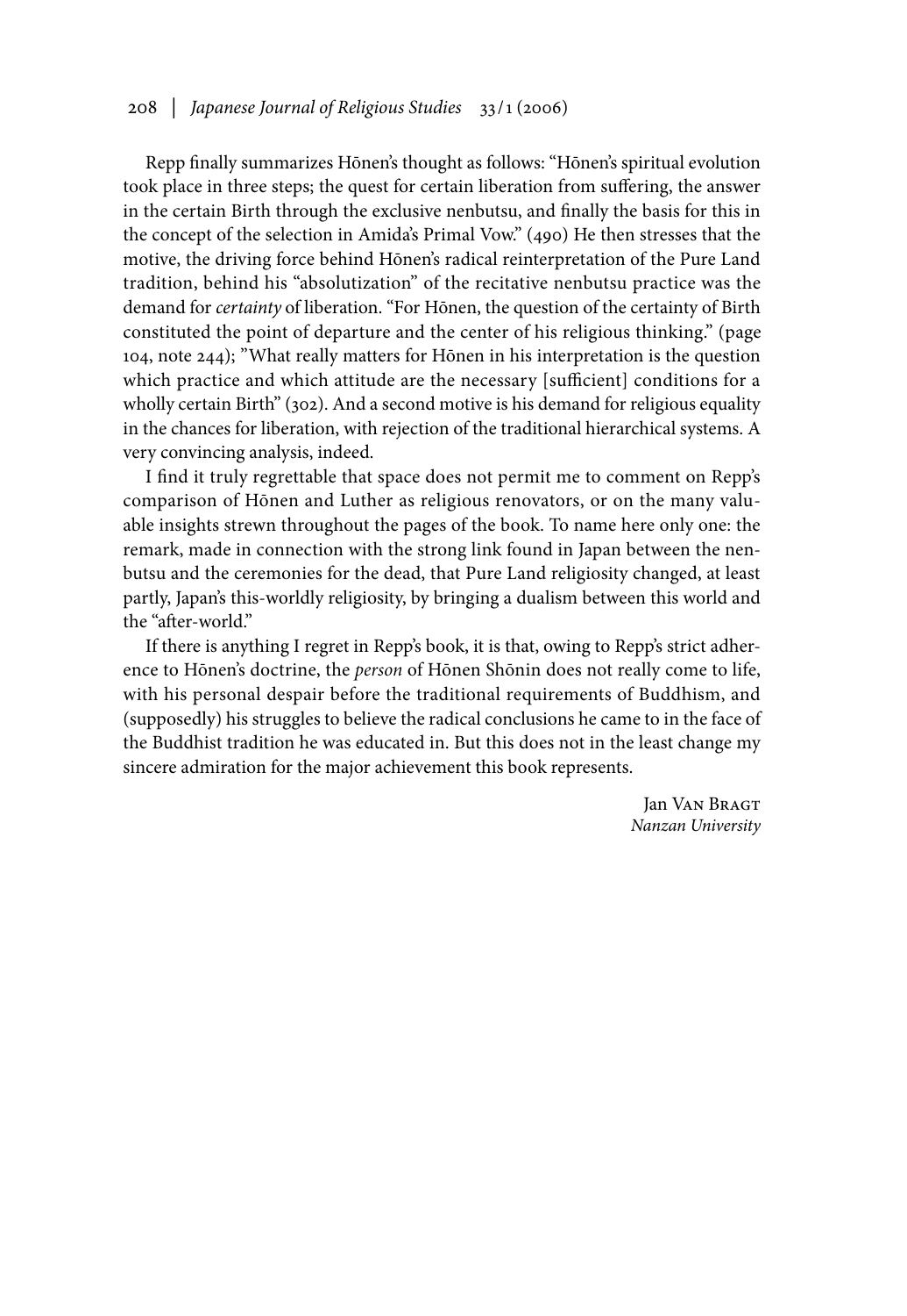Repp finally summarizes Hōnen's thought as follows: "Hōnen's spiritual evolution took place in three steps; the quest for certain liberation from suffering, the answer in the certain Birth through the exclusive nenbutsu, and finally the basis for this in the concept of the selection in Amida's Primal Vow." (490) He then stresses that the motive, the driving force behind Hōnen's radical reinterpretation of the Pure Land tradition, behind his "absolutization" of the recitative nenbutsu practice was the demand for *certainty* of liberation. "For Hōnen, the question of the certainty of Birth constituted the point of departure and the center of his religious thinking." (page 104, note 244); "What really matters for Hōnen in his interpretation is the question which practice and which attitude are the necessary [sufficient] conditions for a wholly certain Birth" (302). And a second motive is his demand for religious equality in the chances for liberation, with rejection of the traditional hierarchical systems. A very convincing analysis, indeed.

I find it truly regrettable that space does not permit me to comment on Repp's comparison of Hōnen and Luther as religious renovators, or on the many valuable insights strewn throughout the pages of the book. To name here only one: the remark, made in connection with the strong link found in Japan between the nenbutsu and the ceremonies for the dead, that Pure Land religiosity changed, at least partly, Japan's this-worldly religiosity, by bringing a dualism between this world and the "after-world."

If there is anything I regret in Repp's book, it is that, owing to Repp's strict adherence to Hōnen's doctrine, the *person* of Hōnen Shōnin does not really come to life, with his personal despair before the traditional requirements of Buddhism, and (supposedly) his struggles to believe the radical conclusions he came to in the face of the Buddhist tradition he was educated in. But this does not in the least change my sincere admiration for the major achievement this book represents.

Jan Van Bragt
*Nanzan University*